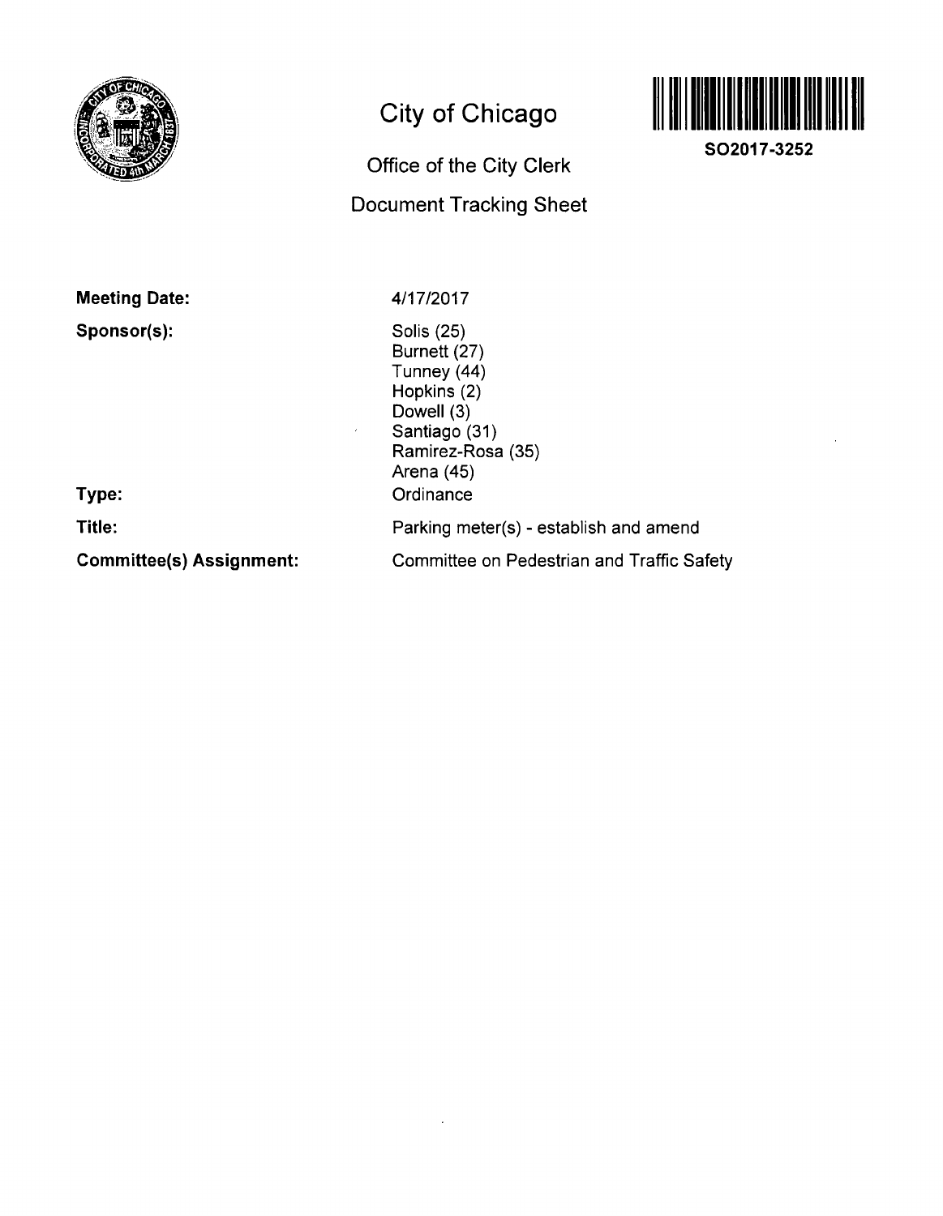# City of Chicago

## Office of the City Clerk

## Document Tracking Sheet

SO2017-3252

**Meeting Date:** 4/17/2017

**Sponsor(s):**
Solis (25)
Burnett (27)
Tunney (44)
Hopkins (2)
Dowell (3)
Santiago (31)
Ramirez-Rosa (35)
Arena (45)

**Type:** Ordinance

**Title:** Parking meter(s) - establish and amend

**Committee(s) Assignment:** Committee on Pedestrian and Traffic Safety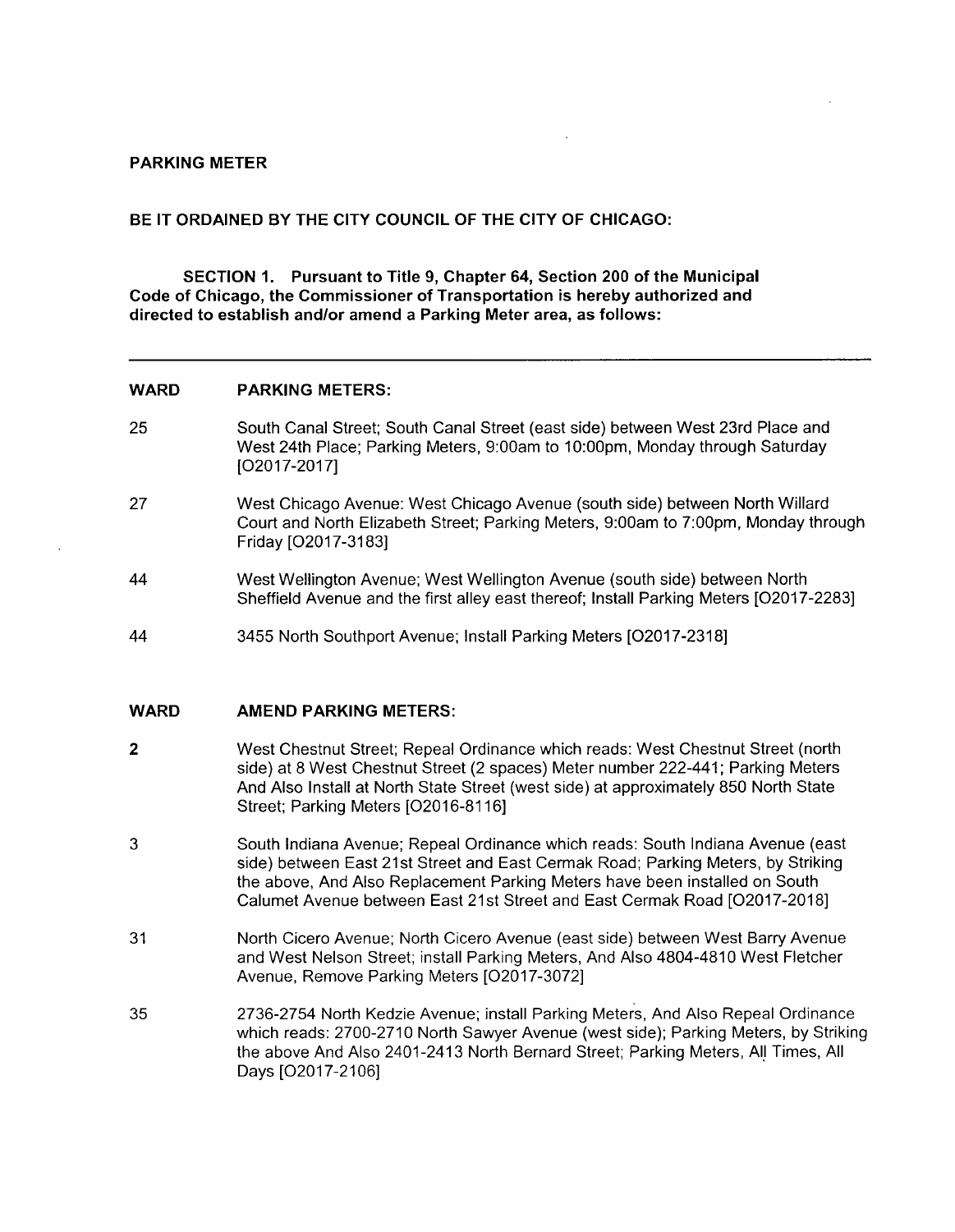**PARKING METER**

**BE IT ORDAINED BY THE CITY COUNCIL OF THE CITY OF CHICAGO:**

**SECTION 1. Pursuant to Title 9, Chapter 64, Section 200 of the Municipal Code of Chicago, the Commissioner of Transportation is hereby authorized and directed to establish and/or amend a Parking Meter area, as follows:**

---

| **WARD** | **PARKING METERS:** |
|---|---|
| 25 | South Canal Street; South Canal Street (east side) between West 23rd Place and West 24th Place; Parking Meters, 9:00am to 10:00pm, Monday through Saturday [O2017-2017] |
| 27 | West Chicago Avenue: West Chicago Avenue (south side) between North Willard Court and North Elizabeth Street; Parking Meters, 9:00am to 7:00pm, Monday through Friday [O2017-3183] |
| 44 | West Wellington Avenue; West Wellington Avenue (south side) between North Sheffield Avenue and the first alley east thereof; Install Parking Meters [O2017-2283] |
| 44 | 3455 North Southport Avenue; Install Parking Meters [O2017-2318] |

| **WARD** | **AMEND PARKING METERS:** |
|---|---|
| **2** | West Chestnut Street; Repeal Ordinance which reads: West Chestnut Street (north side) at 8 West Chestnut Street (2 spaces) Meter number 222-441; Parking Meters And Also Install at North State Street (west side) at approximately 850 North State Street; Parking Meters [O2016-8116] |
| 3 | South Indiana Avenue; Repeal Ordinance which reads: South Indiana Avenue (east side) between East 21st Street and East Cermak Road; Parking Meters, by Striking the above, And Also Replacement Parking Meters have been installed on South Calumet Avenue between East 21st Street and East Cermak Road [O2017-2018] |
| 31 | North Cicero Avenue; North Cicero Avenue (east side) between West Barry Avenue and West Nelson Street; install Parking Meters, And Also 4804-4810 West Fletcher Avenue, Remove Parking Meters [O2017-3072] |
| 35 | 2736-2754 North Kedzie Avenue; install Parking Meters, And Also Repeal Ordinance which reads: 2700-2710 North Sawyer Avenue (west side); Parking Meters, by Striking the above And Also 2401-2413 North Bernard Street; Parking Meters, All Times, All Days [O2017-2106] |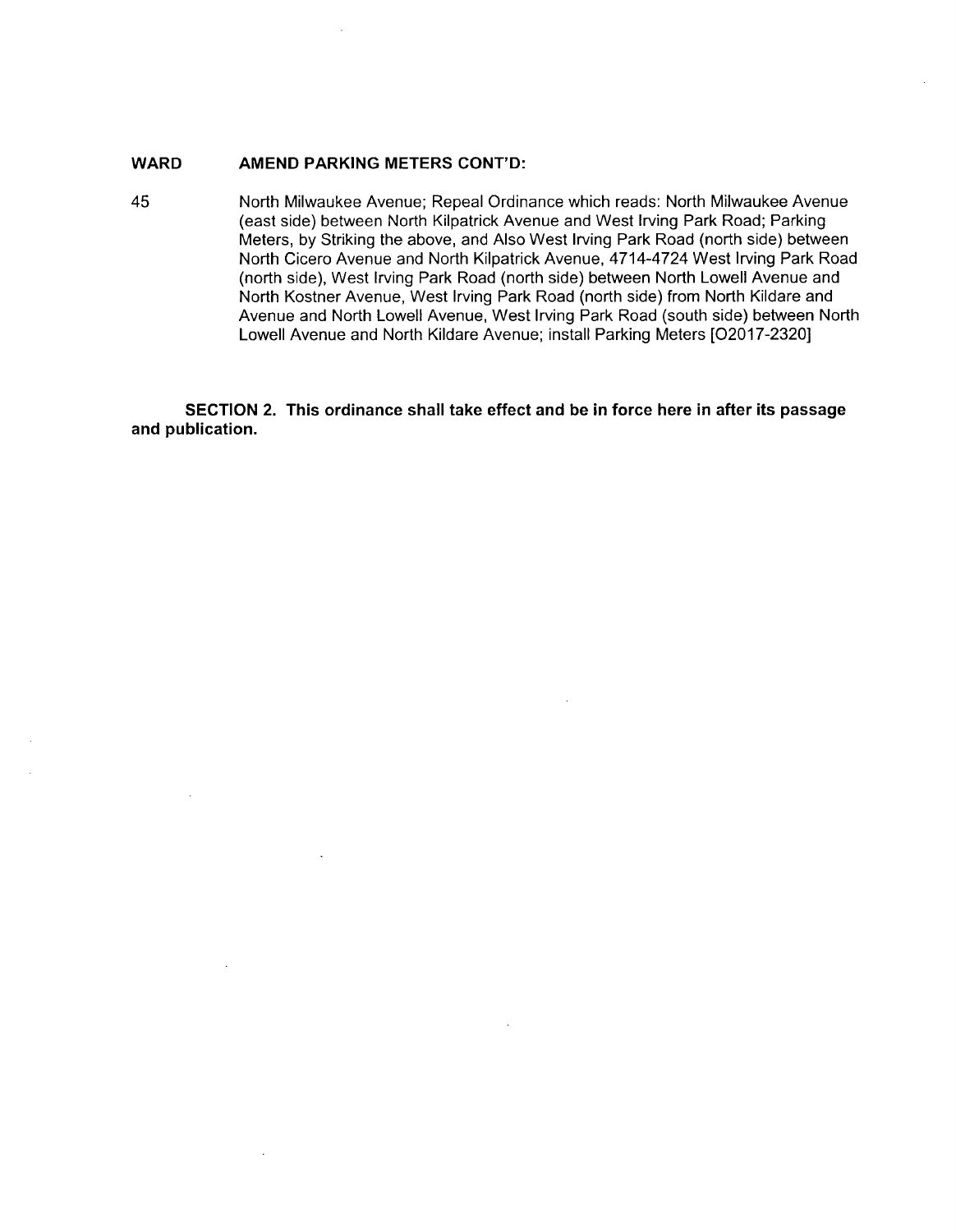| WARD | AMEND PARKING METERS CONT'D: |
| --- | --- |
| 45 | North Milwaukee Avenue; Repeal Ordinance which reads: North Milwaukee Avenue (east side) between North Kilpatrick Avenue and West Irving Park Road; Parking Meters, by Striking the above, and Also West Irving Park Road (north side) between North Cicero Avenue and North Kilpatrick Avenue, 4714-4724 West Irving Park Road (north side), West Irving Park Road (north side) between North Lowell Avenue and North Kostner Avenue, West Irving Park Road (north side) from North Kildare and Avenue and North Lowell Avenue, West Irving Park Road (south side) between North Lowell Avenue and North Kildare Avenue; install Parking Meters [O2017-2320] |

**SECTION 2. This ordinance shall take effect and be in force here in after its passage and publication.**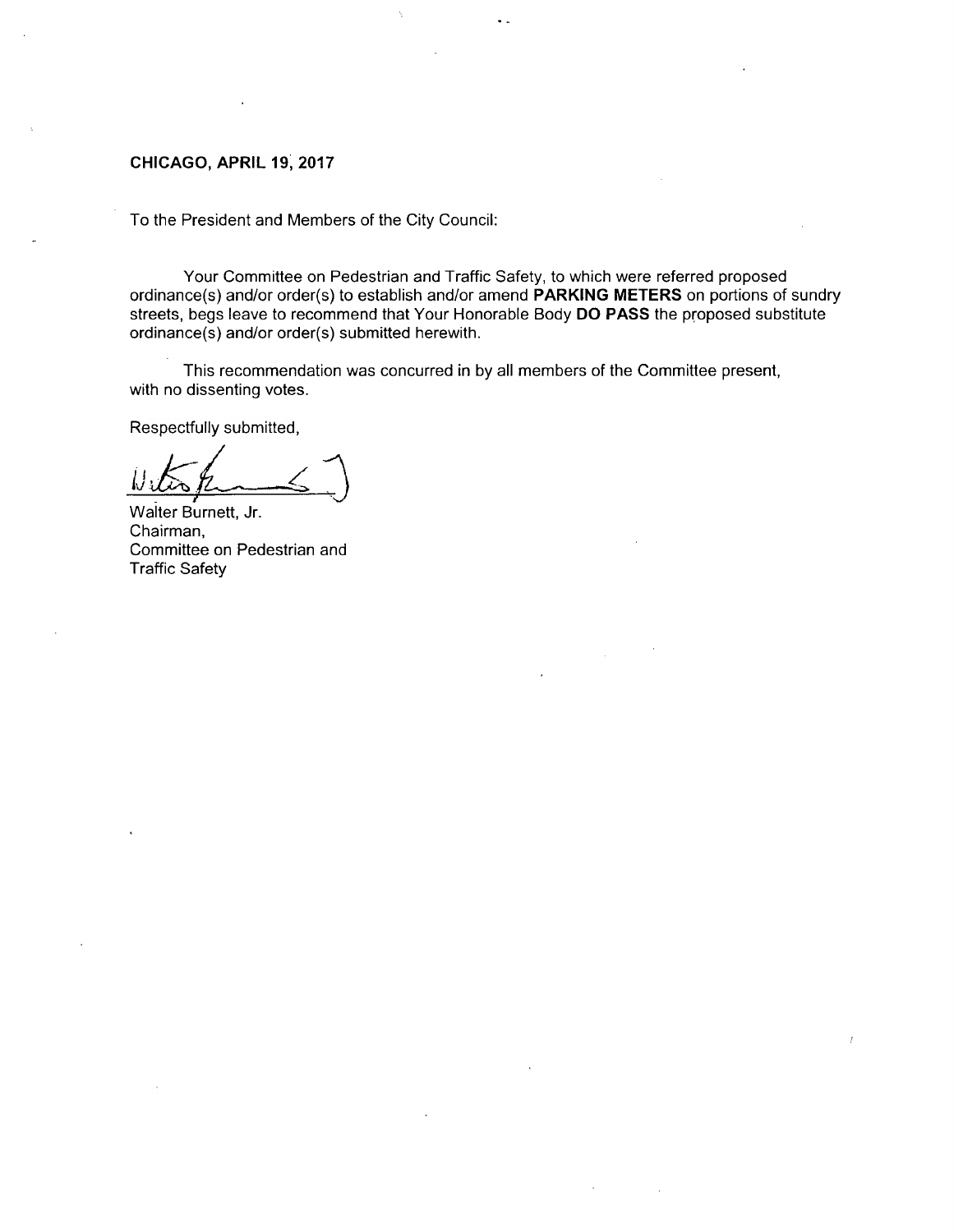**CHICAGO, APRIL 19, 2017**

To the President and Members of the City Council:

Your Committee on Pedestrian and Traffic Safety, to which were referred proposed ordinance(s) and/or order(s) to establish and/or amend **PARKING METERS** on portions of sundry streets, begs leave to recommend that Your Honorable Body **DO PASS** the proposed substitute ordinance(s) and/or order(s) submitted herewith.

This recommendation was concurred in by all members of the Committee present, with no dissenting votes.

Respectfully submitted,

Walter Burnett, Jr.
Chairman,
Committee on Pedestrian and Traffic Safety